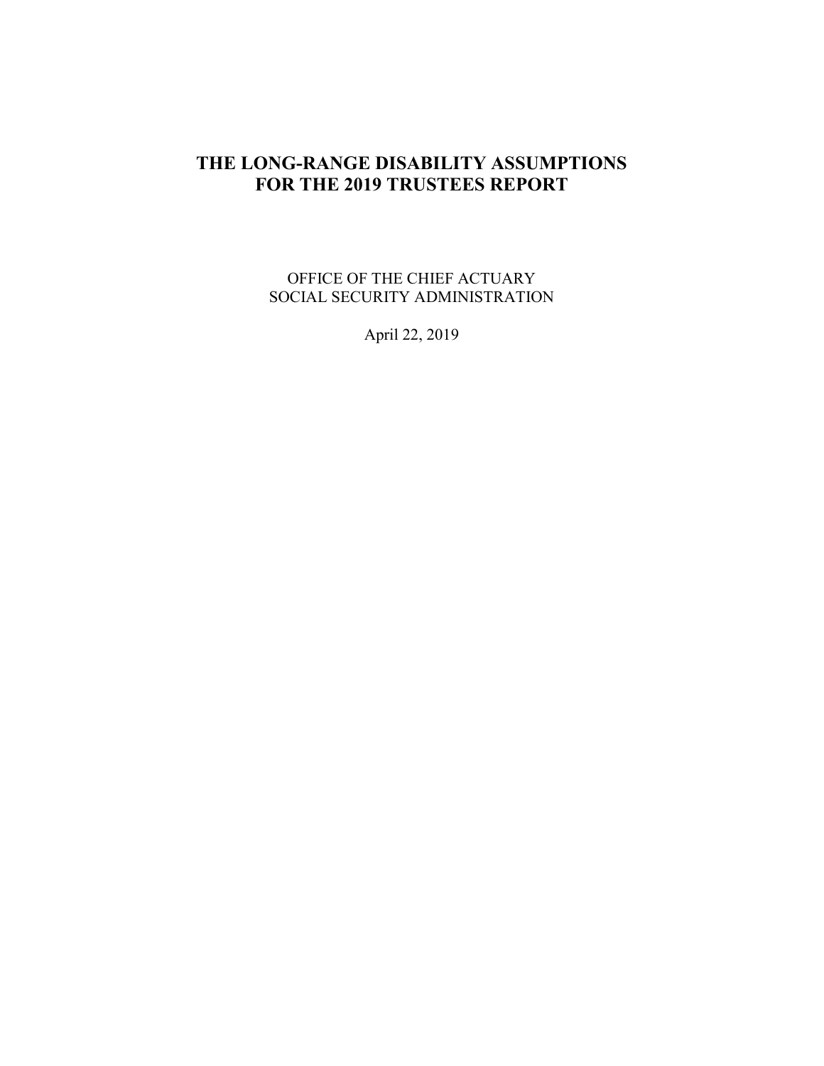# THE LONG-RANGE DISABILITY ASSUMPTIONS FOR THE 2019 TRUSTEES REPORT

OFFICE OF THE CHIEF ACTUARY
SOCIAL SECURITY ADMINISTRATION

April 22, 2019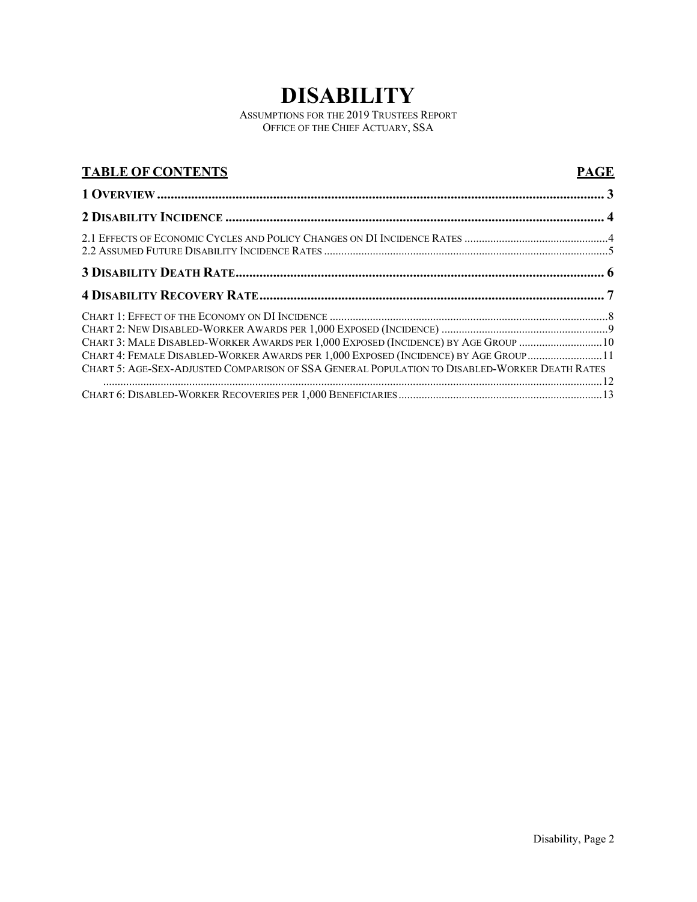# DISABILITY

ASSUMPTIONS FOR THE 2019 TRUSTEES REPORT
OFFICE OF THE CHIEF ACTUARY, SSA

| TABLE OF CONTENTS | PAGE |
|---|---|
| **1 OVERVIEW** | **3** |
| **2 DISABILITY INCIDENCE** | **4** |
| 2.1 EFFECTS OF ECONOMIC CYCLES AND POLICY CHANGES ON DI INCIDENCE RATES | 4 |
| 2.2 ASSUMED FUTURE DISABILITY INCIDENCE RATES | 5 |
| **3 DISABILITY DEATH RATE** | **6** |
| **4 DISABILITY RECOVERY RATE** | **7** |
| CHART 1: EFFECT OF THE ECONOMY ON DI INCIDENCE | 8 |
| CHART 2: NEW DISABLED-WORKER AWARDS PER 1,000 EXPOSED (INCIDENCE) | 9 |
| CHART 3: MALE DISABLED-WORKER AWARDS PER 1,000 EXPOSED (INCIDENCE) BY AGE GROUP | 10 |
| CHART 4: FEMALE DISABLED-WORKER AWARDS PER 1,000 EXPOSED (INCIDENCE) BY AGE GROUP | 11 |
| CHART 5: AGE-SEX-ADJUSTED COMPARISON OF SSA GENERAL POPULATION TO DISABLED-WORKER DEATH RATES | 12 |
| CHART 6: DISABLED-WORKER RECOVERIES PER 1,000 BENEFICIARIES | 13 |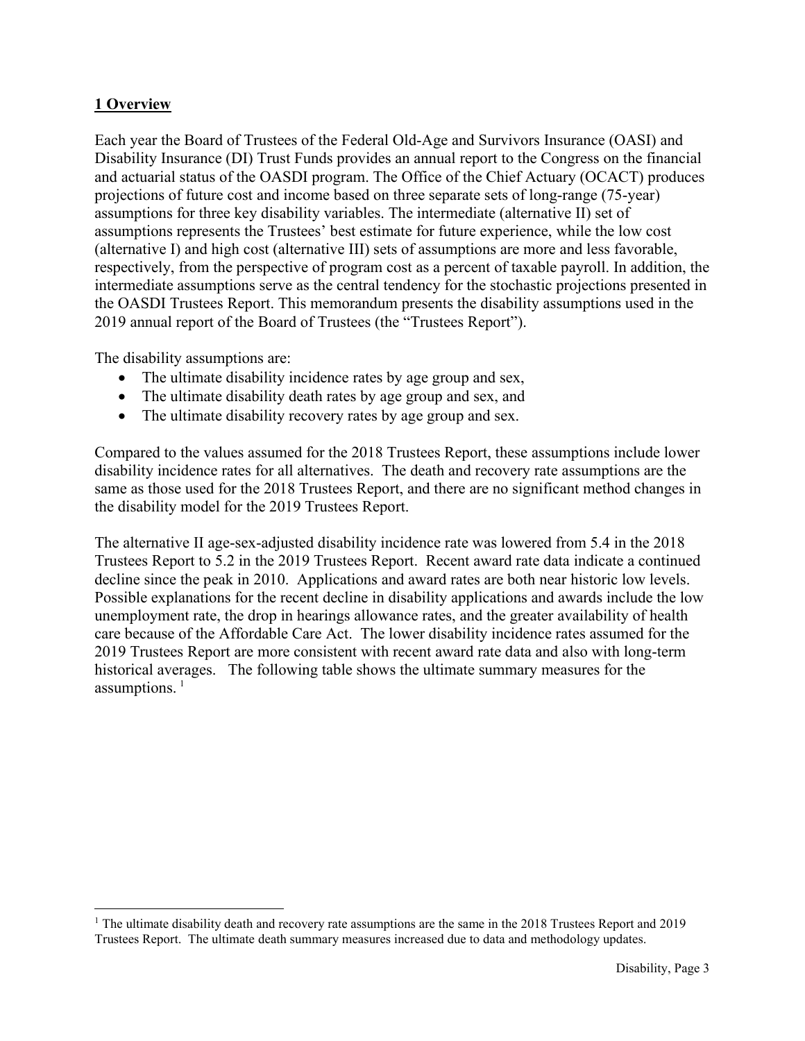## 1 Overview

Each year the Board of Trustees of the Federal Old-Age and Survivors Insurance (OASI) and Disability Insurance (DI) Trust Funds provides an annual report to the Congress on the financial and actuarial status of the OASDI program. The Office of the Chief Actuary (OCACT) produces projections of future cost and income based on three separate sets of long-range (75-year) assumptions for three key disability variables. The intermediate (alternative II) set of assumptions represents the Trustees' best estimate for future experience, while the low cost (alternative I) and high cost (alternative III) sets of assumptions are more and less favorable, respectively, from the perspective of program cost as a percent of taxable payroll. In addition, the intermediate assumptions serve as the central tendency for the stochastic projections presented in the OASDI Trustees Report. This memorandum presents the disability assumptions used in the 2019 annual report of the Board of Trustees (the "Trustees Report").

The disability assumptions are:

- The ultimate disability incidence rates by age group and sex,
- The ultimate disability death rates by age group and sex, and
- The ultimate disability recovery rates by age group and sex.

Compared to the values assumed for the 2018 Trustees Report, these assumptions include lower disability incidence rates for all alternatives. The death and recovery rate assumptions are the same as those used for the 2018 Trustees Report, and there are no significant method changes in the disability model for the 2019 Trustees Report.

The alternative II age-sex-adjusted disability incidence rate was lowered from 5.4 in the 2018 Trustees Report to 5.2 in the 2019 Trustees Report. Recent award rate data indicate a continued decline since the peak in 2010. Applications and award rates are both near historic low levels. Possible explanations for the recent decline in disability applications and awards include the low unemployment rate, the drop in hearings allowance rates, and the greater availability of health care because of the Affordable Care Act. The lower disability incidence rates assumed for the 2019 Trustees Report are more consistent with recent award rate data and also with long-term historical averages. The following table shows the ultimate summary measures for the assumptions. [1]

[1] The ultimate disability death and recovery rate assumptions are the same in the 2018 Trustees Report and 2019 Trustees Report. The ultimate death summary measures increased due to data and methodology updates.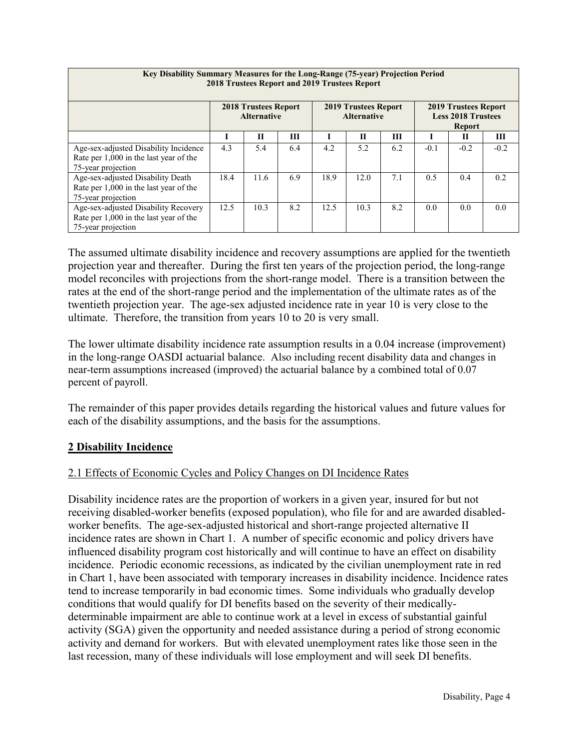| Key Disability Summary Measures for the Long-Range (75-year) Projection Period 2018 Trustees Report and 2019 Trustees Report | | | | | | | | | |
|---|---|---|---|---|---|---|---|---|---|
| | 2018 Trustees Report Alternative | | | 2019 Trustees Report Alternative | | | 2019 Trustees Report Less 2018 Trustees Report | | |
| | I | II | III | I | II | III | I | II | III |
| Age-sex-adjusted Disability Incidence Rate per 1,000 in the last year of the 75-year projection | 4.3 | 5.4 | 6.4 | 4.2 | 5.2 | 6.2 | -0.1 | -0.2 | -0.2 |
| Age-sex-adjusted Disability Death Rate per 1,000 in the last year of the 75-year projection | 18.4 | 11.6 | 6.9 | 18.9 | 12.0 | 7.1 | 0.5 | 0.4 | 0.2 |
| Age-sex-adjusted Disability Recovery Rate per 1,000 in the last year of the 75-year projection | 12.5 | 10.3 | 8.2 | 12.5 | 10.3 | 8.2 | 0.0 | 0.0 | 0.0 |

The assumed ultimate disability incidence and recovery assumptions are applied for the twentieth projection year and thereafter. During the first ten years of the projection period, the long-range model reconciles with projections from the short-range model. There is a transition between the rates at the end of the short-range period and the implementation of the ultimate rates as of the twentieth projection year. The age-sex adjusted incidence rate in year 10 is very close to the ultimate. Therefore, the transition from years 10 to 20 is very small.

The lower ultimate disability incidence rate assumption results in a 0.04 increase (improvement) in the long-range OASDI actuarial balance. Also including recent disability data and changes in near-term assumptions increased (improved) the actuarial balance by a combined total of 0.07 percent of payroll.

The remainder of this paper provides details regarding the historical values and future values for each of the disability assumptions, and the basis for the assumptions.

## 2 Disability Incidence

### 2.1 Effects of Economic Cycles and Policy Changes on DI Incidence Rates

Disability incidence rates are the proportion of workers in a given year, insured for but not receiving disabled-worker benefits (exposed population), who file for and are awarded disabled-worker benefits. The age-sex-adjusted historical and short-range projected alternative II incidence rates are shown in Chart 1. A number of specific economic and policy drivers have influenced disability program cost historically and will continue to have an effect on disability incidence. Periodic economic recessions, as indicated by the civilian unemployment rate in red in Chart 1, have been associated with temporary increases in disability incidence. Incidence rates tend to increase temporarily in bad economic times. Some individuals who gradually develop conditions that would qualify for DI benefits based on the severity of their medically-determinable impairment are able to continue work at a level in excess of substantial gainful activity (SGA) given the opportunity and needed assistance during a period of strong economic activity and demand for workers. But with elevated unemployment rates like those seen in the last recession, many of these individuals will lose employment and will seek DI benefits.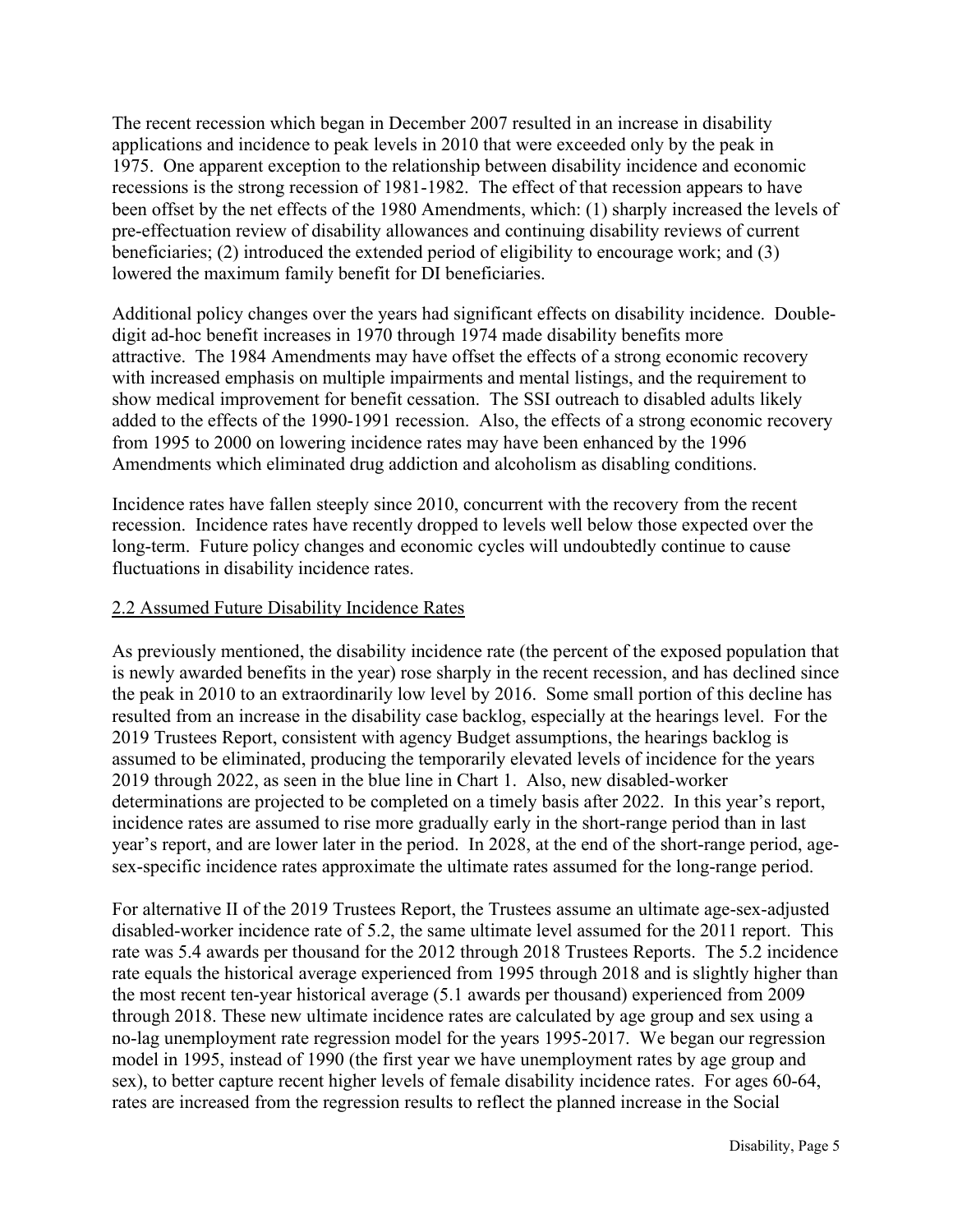The recent recession which began in December 2007 resulted in an increase in disability applications and incidence to peak levels in 2010 that were exceeded only by the peak in 1975. One apparent exception to the relationship between disability incidence and economic recessions is the strong recession of 1981-1982. The effect of that recession appears to have been offset by the net effects of the 1980 Amendments, which: (1) sharply increased the levels of pre-effectuation review of disability allowances and continuing disability reviews of current beneficiaries; (2) introduced the extended period of eligibility to encourage work; and (3) lowered the maximum family benefit for DI beneficiaries.

Additional policy changes over the years had significant effects on disability incidence. Double-digit ad-hoc benefit increases in 1970 through 1974 made disability benefits more attractive. The 1984 Amendments may have offset the effects of a strong economic recovery with increased emphasis on multiple impairments and mental listings, and the requirement to show medical improvement for benefit cessation. The SSI outreach to disabled adults likely added to the effects of the 1990-1991 recession. Also, the effects of a strong economic recovery from 1995 to 2000 on lowering incidence rates may have been enhanced by the 1996 Amendments which eliminated drug addiction and alcoholism as disabling conditions.

Incidence rates have fallen steeply since 2010, concurrent with the recovery from the recent recession. Incidence rates have recently dropped to levels well below those expected over the long-term. Future policy changes and economic cycles will undoubtedly continue to cause fluctuations in disability incidence rates.

## 2.2 Assumed Future Disability Incidence Rates

As previously mentioned, the disability incidence rate (the percent of the exposed population that is newly awarded benefits in the year) rose sharply in the recent recession, and has declined since the peak in 2010 to an extraordinarily low level by 2016. Some small portion of this decline has resulted from an increase in the disability case backlog, especially at the hearings level. For the 2019 Trustees Report, consistent with agency Budget assumptions, the hearings backlog is assumed to be eliminated, producing the temporarily elevated levels of incidence for the years 2019 through 2022, as seen in the blue line in Chart 1. Also, new disabled-worker determinations are projected to be completed on a timely basis after 2022. In this year's report, incidence rates are assumed to rise more gradually early in the short-range period than in last year's report, and are lower later in the period. In 2028, at the end of the short-range period, age-sex-specific incidence rates approximate the ultimate rates assumed for the long-range period.

For alternative II of the 2019 Trustees Report, the Trustees assume an ultimate age-sex-adjusted disabled-worker incidence rate of 5.2, the same ultimate level assumed for the 2011 report. This rate was 5.4 awards per thousand for the 2012 through 2018 Trustees Reports. The 5.2 incidence rate equals the historical average experienced from 1995 through 2018 and is slightly higher than the most recent ten-year historical average (5.1 awards per thousand) experienced from 2009 through 2018. These new ultimate incidence rates are calculated by age group and sex using a no-lag unemployment rate regression model for the years 1995-2017. We began our regression model in 1995, instead of 1990 (the first year we have unemployment rates by age group and sex), to better capture recent higher levels of female disability incidence rates. For ages 60-64, rates are increased from the regression results to reflect the planned increase in the Social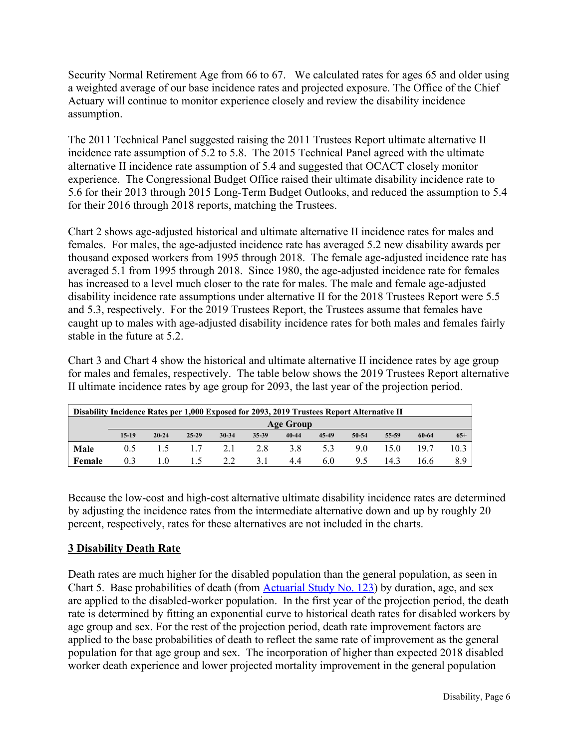Security Normal Retirement Age from 66 to 67. We calculated rates for ages 65 and older using a weighted average of our base incidence rates and projected exposure. The Office of the Chief Actuary will continue to monitor experience closely and review the disability incidence assumption.

The 2011 Technical Panel suggested raising the 2011 Trustees Report ultimate alternative II incidence rate assumption of 5.2 to 5.8. The 2015 Technical Panel agreed with the ultimate alternative II incidence rate assumption of 5.4 and suggested that OCACT closely monitor experience. The Congressional Budget Office raised their ultimate disability incidence rate to 5.6 for their 2013 through 2015 Long-Term Budget Outlooks, and reduced the assumption to 5.4 for their 2016 through 2018 reports, matching the Trustees.

Chart 2 shows age-adjusted historical and ultimate alternative II incidence rates for males and females. For males, the age-adjusted incidence rate has averaged 5.2 new disability awards per thousand exposed workers from 1995 through 2018. The female age-adjusted incidence rate has averaged 5.1 from 1995 through 2018. Since 1980, the age-adjusted incidence rate for females has increased to a level much closer to the rate for males. The male and female age-adjusted disability incidence rate assumptions under alternative II for the 2018 Trustees Report were 5.5 and 5.3, respectively. For the 2019 Trustees Report, the Trustees assume that females have caught up to males with age-adjusted disability incidence rates for both males and females fairly stable in the future at 5.2.

Chart 3 and Chart 4 show the historical and ultimate alternative II incidence rates by age group for males and females, respectively. The table below shows the 2019 Trustees Report alternative II ultimate incidence rates by age group for 2093, the last year of the projection period.

| Disability Incidence Rates per 1,000 Exposed for 2093, 2019 Trustees Report Alternative II | | | | | | | | | | | |
|---|---|---|---|---|---|---|---|---|---|---|---|
| | Age Group | | | | | | | | | | |
| | 15-19 | 20-24 | 25-29 | 30-34 | 35-39 | 40-44 | 45-49 | 50-54 | 55-59 | 60-64 | 65+ |
| **Male** | 0.5 | 1.5 | 1.7 | 2.1 | 2.8 | 3.8 | 5.3 | 9.0 | 15.0 | 19.7 | 10.3 |
| **Female** | 0.3 | 1.0 | 1.5 | 2.2 | 3.1 | 4.4 | 6.0 | 9.5 | 14.3 | 16.6 | 8.9 |

Because the low-cost and high-cost alternative ultimate disability incidence rates are determined by adjusting the incidence rates from the intermediate alternative down and up by roughly 20 percent, respectively, rates for these alternatives are not included in the charts.

## 3 Disability Death Rate

Death rates are much higher for the disabled population than the general population, as seen in Chart 5. Base probabilities of death (from Actuarial Study No. 123) by duration, age, and sex are applied to the disabled-worker population. In the first year of the projection period, the death rate is determined by fitting an exponential curve to historical death rates for disabled workers by age group and sex. For the rest of the projection period, death rate improvement factors are applied to the base probabilities of death to reflect the same rate of improvement as the general population for that age group and sex. The incorporation of higher than expected 2018 disabled worker death experience and lower projected mortality improvement in the general population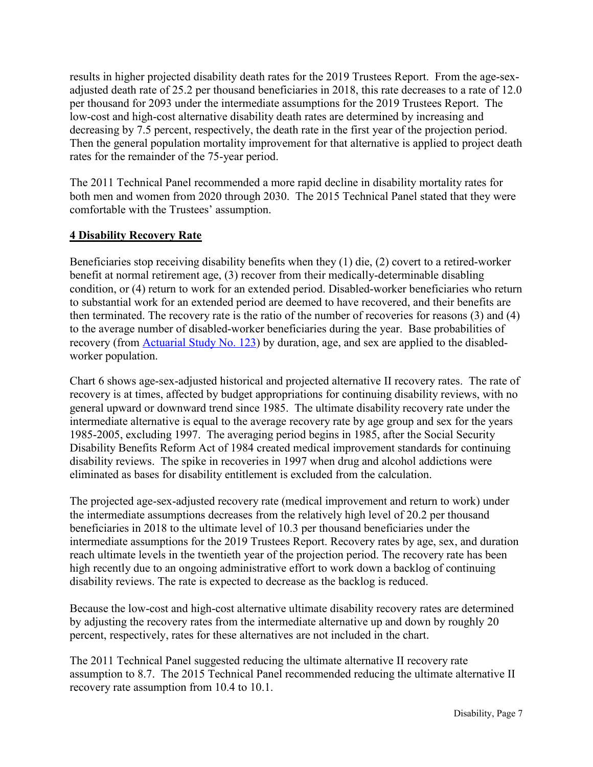results in higher projected disability death rates for the 2019 Trustees Report. From the age-sex-adjusted death rate of 25.2 per thousand beneficiaries in 2018, this rate decreases to a rate of 12.0 per thousand for 2093 under the intermediate assumptions for the 2019 Trustees Report. The low-cost and high-cost alternative disability death rates are determined by increasing and decreasing by 7.5 percent, respectively, the death rate in the first year of the projection period. Then the general population mortality improvement for that alternative is applied to project death rates for the remainder of the 75-year period.

The 2011 Technical Panel recommended a more rapid decline in disability mortality rates for both men and women from 2020 through 2030. The 2015 Technical Panel stated that they were comfortable with the Trustees' assumption.

## 4 Disability Recovery Rate

Beneficiaries stop receiving disability benefits when they (1) die, (2) covert to a retired-worker benefit at normal retirement age, (3) recover from their medically-determinable disabling condition, or (4) return to work for an extended period. Disabled-worker beneficiaries who return to substantial work for an extended period are deemed to have recovered, and their benefits are then terminated. The recovery rate is the ratio of the number of recoveries for reasons (3) and (4) to the average number of disabled-worker beneficiaries during the year. Base probabilities of recovery (from [Actuarial Study No. 123]) by duration, age, and sex are applied to the disabled-worker population.

Chart 6 shows age-sex-adjusted historical and projected alternative II recovery rates. The rate of recovery is at times, affected by budget appropriations for continuing disability reviews, with no general upward or downward trend since 1985. The ultimate disability recovery rate under the intermediate alternative is equal to the average recovery rate by age group and sex for the years 1985-2005, excluding 1997. The averaging period begins in 1985, after the Social Security Disability Benefits Reform Act of 1984 created medical improvement standards for continuing disability reviews. The spike in recoveries in 1997 when drug and alcohol addictions were eliminated as bases for disability entitlement is excluded from the calculation.

The projected age-sex-adjusted recovery rate (medical improvement and return to work) under the intermediate assumptions decreases from the relatively high level of 20.2 per thousand beneficiaries in 2018 to the ultimate level of 10.3 per thousand beneficiaries under the intermediate assumptions for the 2019 Trustees Report. Recovery rates by age, sex, and duration reach ultimate levels in the twentieth year of the projection period. The recovery rate has been high recently due to an ongoing administrative effort to work down a backlog of continuing disability reviews. The rate is expected to decrease as the backlog is reduced.

Because the low-cost and high-cost alternative ultimate disability recovery rates are determined by adjusting the recovery rates from the intermediate alternative up and down by roughly 20 percent, respectively, rates for these alternatives are not included in the chart.

The 2011 Technical Panel suggested reducing the ultimate alternative II recovery rate assumption to 8.7. The 2015 Technical Panel recommended reducing the ultimate alternative II recovery rate assumption from 10.4 to 10.1.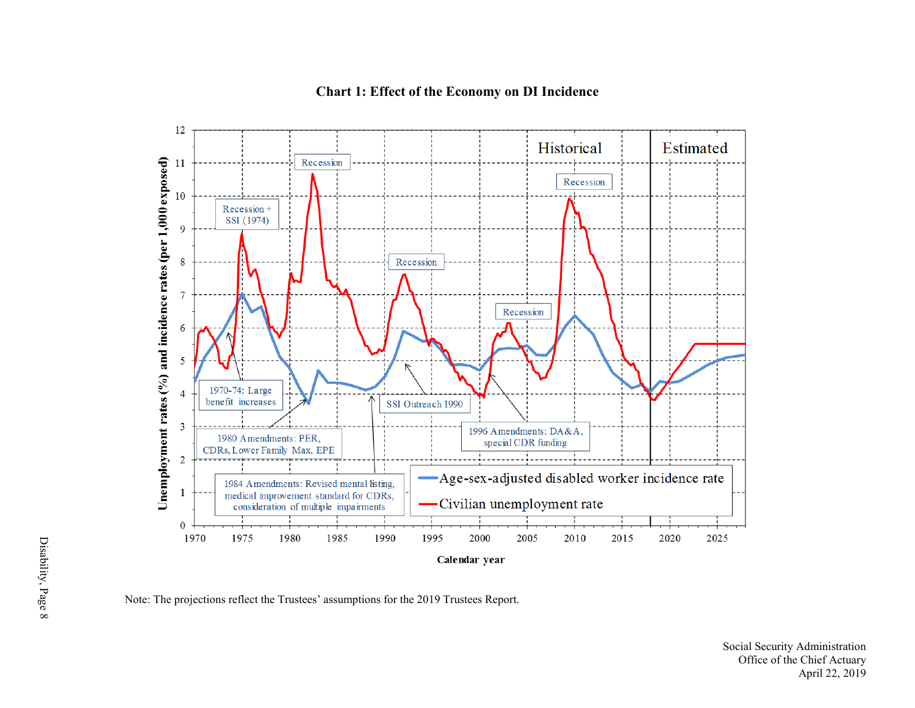**Chart 1: Effect of the Economy on DI Incidence**

Note: The projections reflect the Trustees' assumptions for the 2019 Trustees Report.

Social Security Administration
Office of the Chief Actuary
April 22, 2019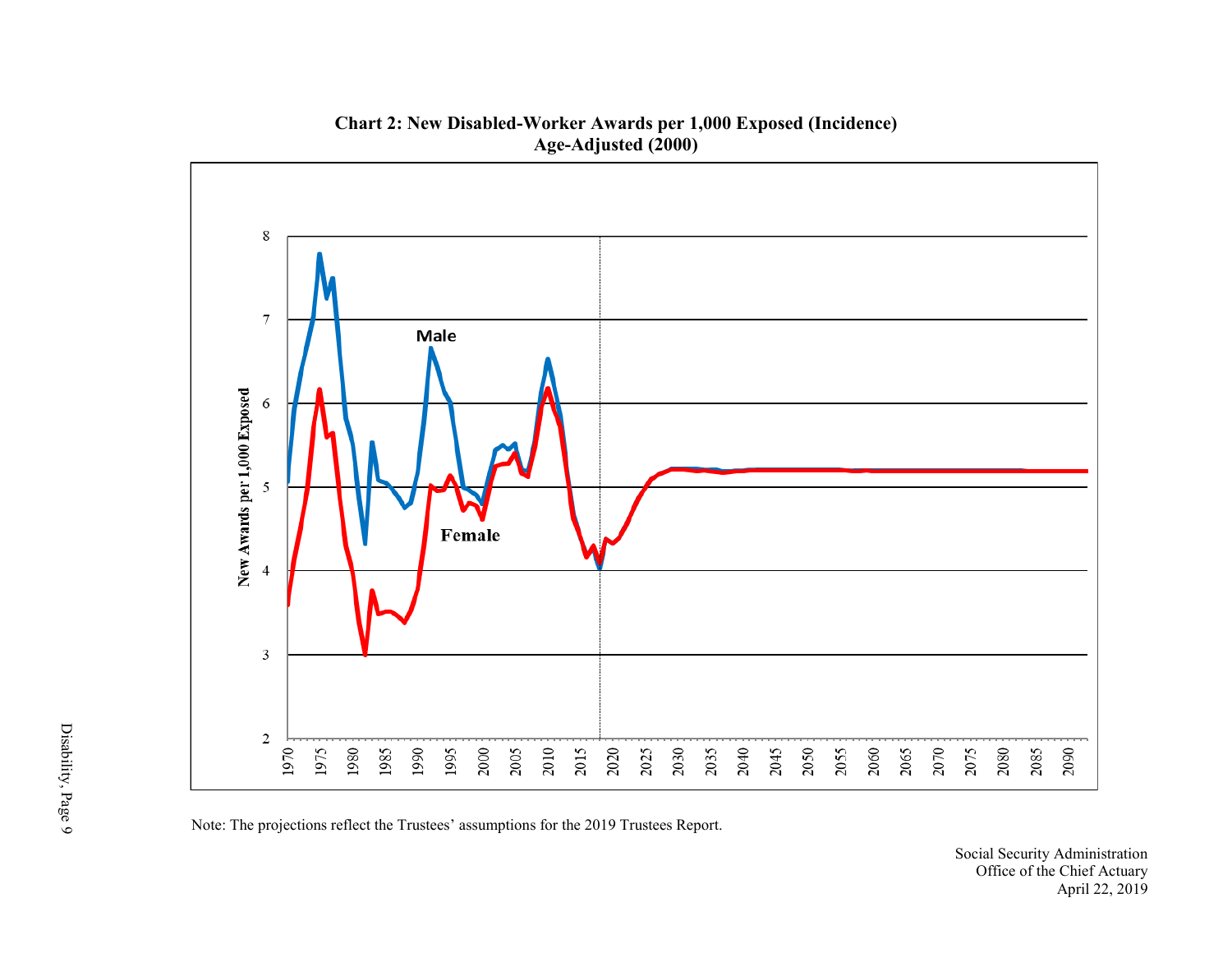**Chart 2: New Disabled-Worker Awards per 1,000 Exposed (Incidence)**
**Age-Adjusted (2000)**

Note: The projections reflect the Trustees' assumptions for the 2019 Trustees Report.

Social Security Administration
Office of the Chief Actuary
April 22, 2019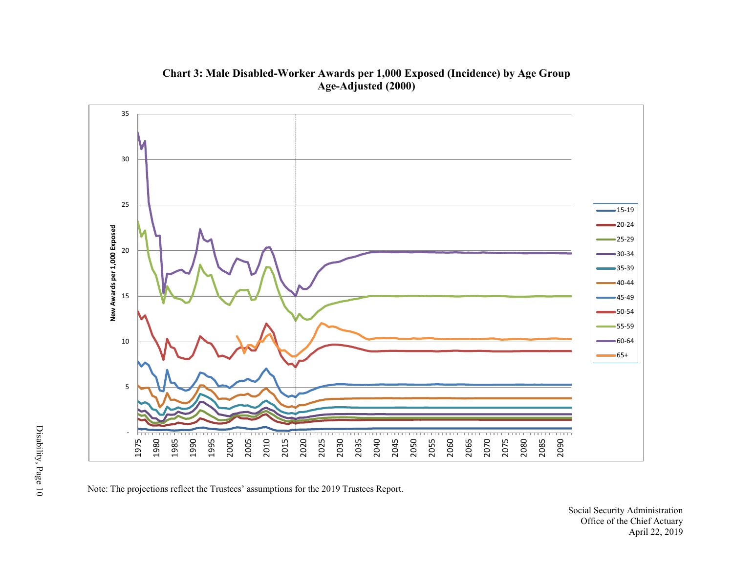**Chart 3: Male Disabled-Worker Awards per 1,000 Exposed (Incidence) by Age Group**
**Age-Adjusted (2000)**

Note: The projections reflect the Trustees' assumptions for the 2019 Trustees Report.

Social Security Administration
Office of the Chief Actuary
April 22, 2019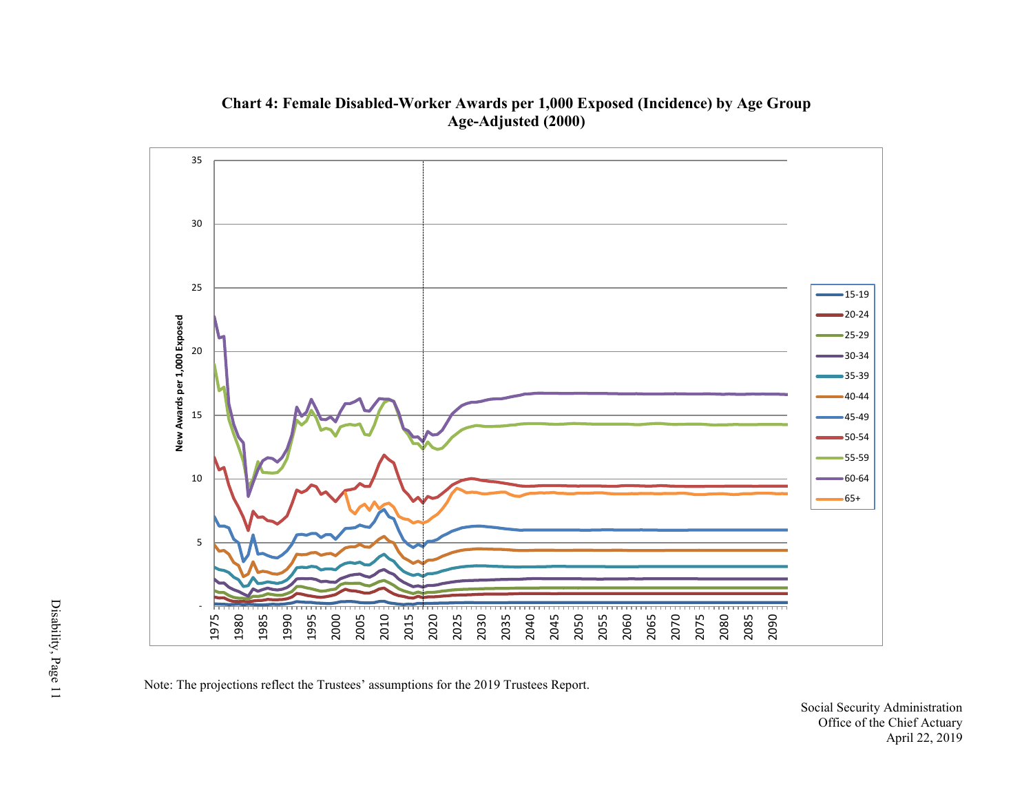**Chart 4: Female Disabled-Worker Awards per 1,000 Exposed (Incidence) by Age Group Age-Adjusted (2000)**

Note: The projections reflect the Trustees' assumptions for the 2019 Trustees Report.

Social Security Administration
Office of the Chief Actuary
April 22, 2019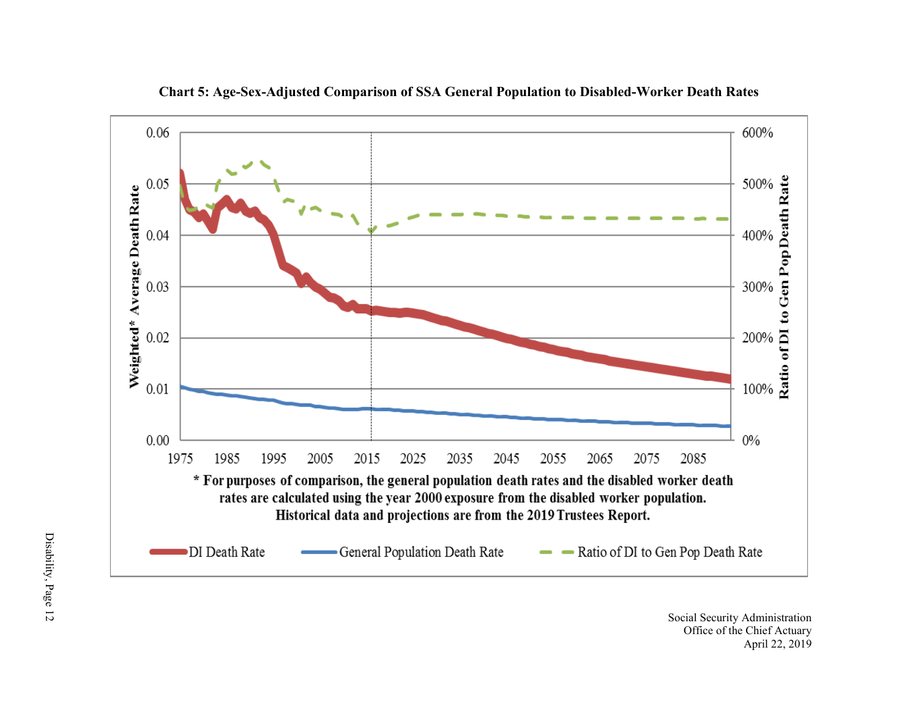**Chart 5: Age-Sex-Adjusted Comparison of SSA General Population to Disabled-Worker Death Rates**

* For purposes of comparison, the general population death rates and the disabled worker death rates are calculated using the year 2000 exposure from the disabled worker population. Historical data and projections are from the 2019 Trustees Report.

Social Security Administration
Office of the Chief Actuary
April 22, 2019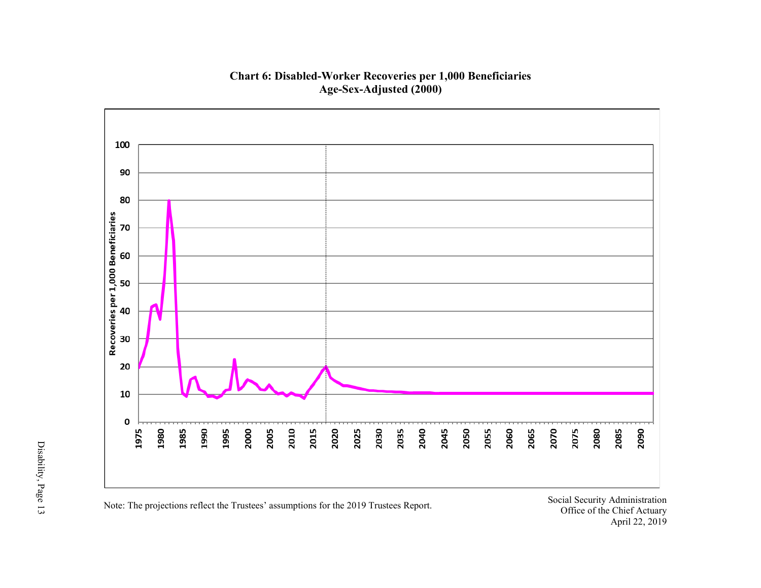**Chart 6: Disabled-Worker Recoveries per 1,000 Beneficiaries**
**Age-Sex-Adjusted (2000)**

Recoveries per 1,000 Beneficiaries

100
90
80
70
60
50
40
30
20
10
0

1975 1980 1985 1990 1995 2000 2005 2010 2015 2020 2025 2030 2035 2040 2045 2050 2055 2060 2065 2070 2075 2080 2085 2090

Note: The projections reflect the Trustees' assumptions for the 2019 Trustees Report.

Social Security Administration
Office of the Chief Actuary
April 22, 2019